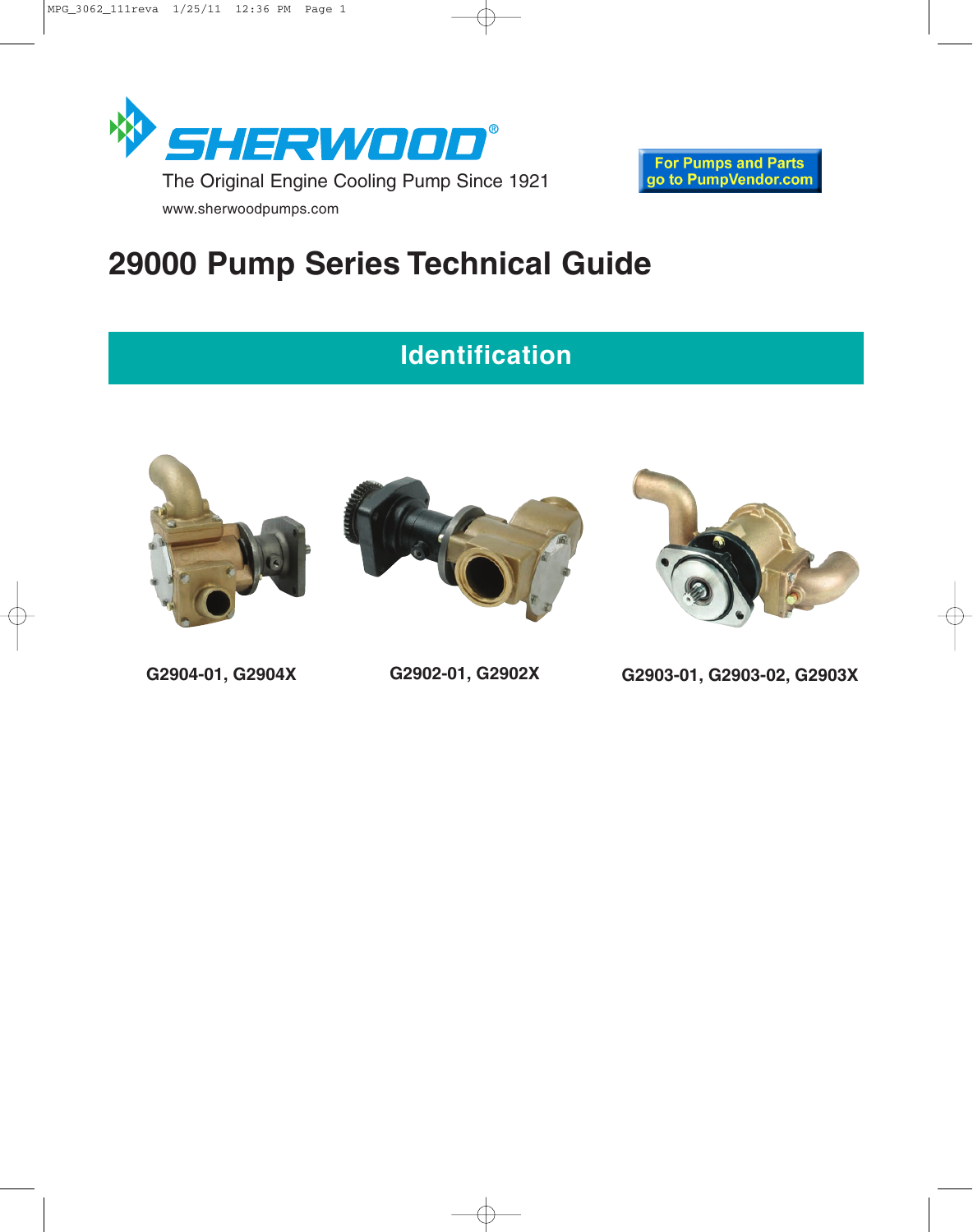SHERWOOD®

The Original Engine Cooling Pump Since 1921

www.sherwoodpumps.com

For Pumps and Parts go to PumpVendor.com

# 29000 Pump Series Technical Guide

## Identification

**G2904-01, G2904X**

**G2902-01, G2902X**

**G2903-01, G2903-02, G2903X**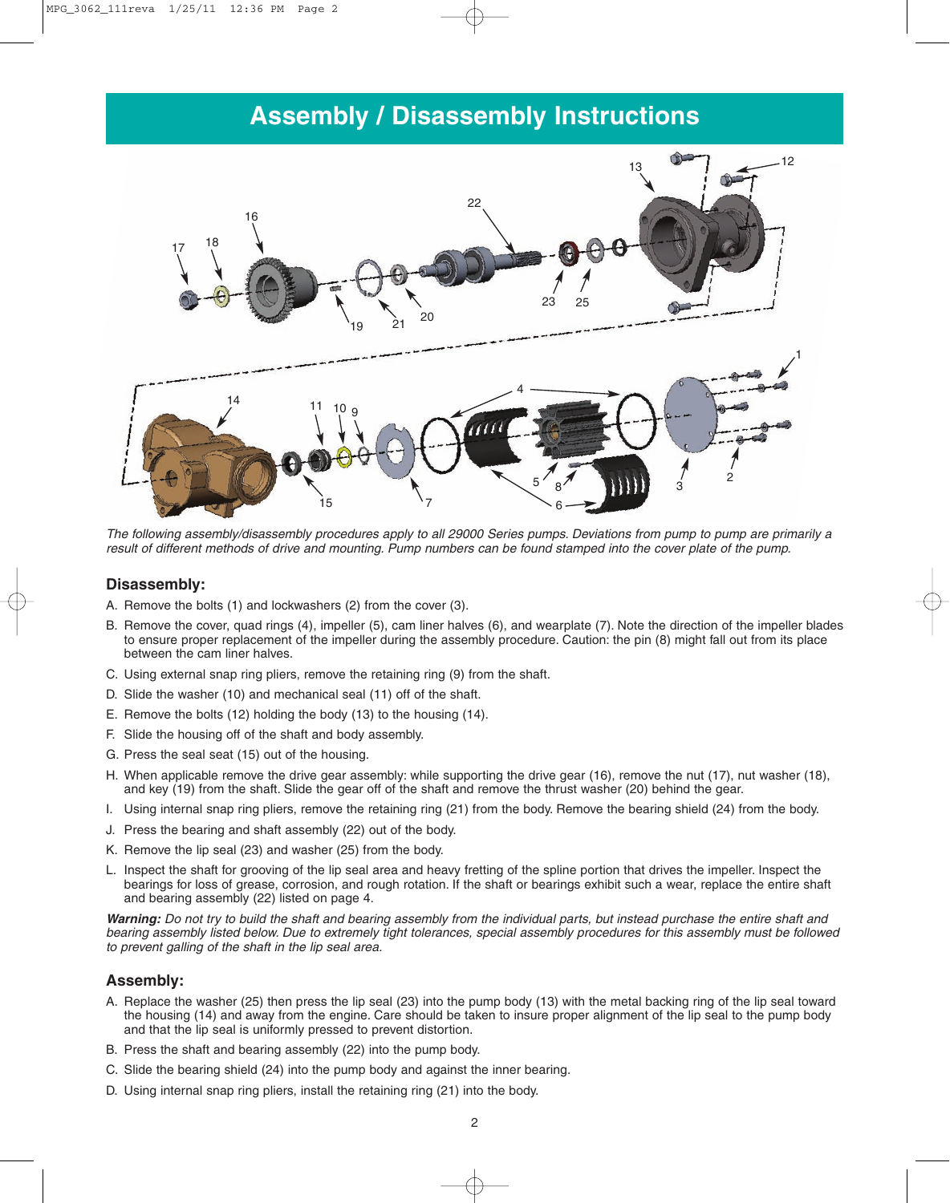# Assembly / Disassembly Instructions

*The following assembly/disassembly procedures apply to all 29000 Series pumps. Deviations from pump to pump are primarily a result of different methods of drive and mounting. Pump numbers can be found stamped into the cover plate of the pump.*

## Disassembly:

A. Remove the bolts (1) and lockwashers (2) from the cover (3).

B. Remove the cover, quad rings (4), impeller (5), cam liner halves (6), and wearplate (7). Note the direction of the impeller blades to ensure proper replacement of the impeller during the assembly procedure. Caution: the pin (8) might fall out from its place between the cam liner halves.

C. Using external snap ring pliers, remove the retaining ring (9) from the shaft.

D. Slide the washer (10) and mechanical seal (11) off of the shaft.

E. Remove the bolts (12) holding the body (13) to the housing (14).

F. Slide the housing off of the shaft and body assembly.

G. Press the seal seat (15) out of the housing.

H. When applicable remove the drive gear assembly: while supporting the drive gear (16), remove the nut (17), nut washer (18), and key (19) from the shaft. Slide the gear off of the shaft and remove the thrust washer (20) behind the gear.

I. Using internal snap ring pliers, remove the retaining ring (21) from the body. Remove the bearing shield (24) from the body.

J. Press the bearing and shaft assembly (22) out of the body.

K. Remove the lip seal (23) and washer (25) from the body.

L. Inspect the shaft for grooving of the lip seal area and heavy fretting of the spline portion that drives the impeller. Inspect the bearings for loss of grease, corrosion, and rough rotation. If the shaft or bearings exhibit such a wear, replace the entire shaft and bearing assembly (22) listed on page 4.

***Warning:*** *Do not try to build the shaft and bearing assembly from the individual parts, but instead purchase the entire shaft and bearing assembly listed below. Due to extremely tight tolerances, special assembly procedures for this assembly must be followed to prevent galling of the shaft in the lip seal area.*

## Assembly:

A. Replace the washer (25) then press the lip seal (23) into the pump body (13) with the metal backing ring of the lip seal toward the housing (14) and away from the engine. Care should be taken to insure proper alignment of the lip seal to the pump body and that the lip seal is uniformly pressed to prevent distortion.

B. Press the shaft and bearing assembly (22) into the pump body.

C. Slide the bearing shield (24) into the pump body and against the inner bearing.

D. Using internal snap ring pliers, install the retaining ring (21) into the body.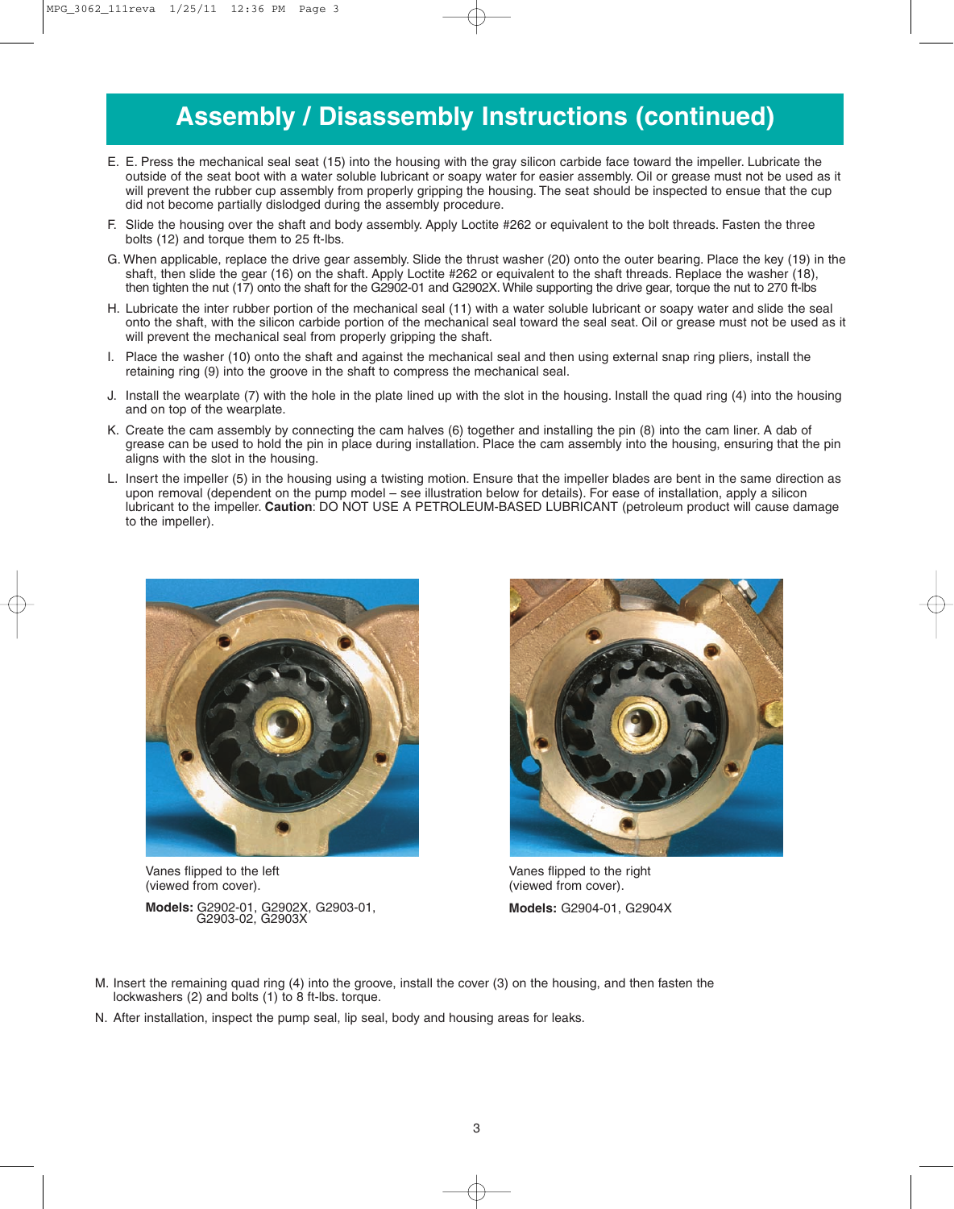# Assembly / Disassembly Instructions (continued)

E. E. Press the mechanical seal seat (15) into the housing with the gray silicon carbide face toward the impeller. Lubricate the outside of the seat boot with a water soluble lubricant or soapy water for easier assembly. Oil or grease must not be used as it will prevent the rubber cup assembly from properly gripping the housing. The seat should be inspected to ensue that the cup did not become partially dislodged during the assembly procedure.

F. Slide the housing over the shaft and body assembly. Apply Loctite #262 or equivalent to the bolt threads. Fasten the three bolts (12) and torque them to 25 ft-lbs.

G. When applicable, replace the drive gear assembly. Slide the thrust washer (20) onto the outer bearing. Place the key (19) in the shaft, then slide the gear (16) on the shaft. Apply Loctite #262 or equivalent to the shaft threads. Replace the washer (18), then tighten the nut (17) onto the shaft for the G2902-01 and G2902X. While supporting the drive gear, torque the nut to 270 ft-lbs

H. Lubricate the inter rubber portion of the mechanical seal (11) with a water soluble lubricant or soapy water and slide the seal onto the shaft, with the silicon carbide portion of the mechanical seal toward the seal seat. Oil or grease must not be used as it will prevent the mechanical seal from properly gripping the shaft.

I. Place the washer (10) onto the shaft and against the mechanical seal and then using external snap ring pliers, install the retaining ring (9) into the groove in the shaft to compress the mechanical seal.

J. Install the wearplate (7) with the hole in the plate lined up with the slot in the housing. Install the quad ring (4) into the housing and on top of the wearplate.

K. Create the cam assembly by connecting the cam halves (6) together and installing the pin (8) into the cam liner. A dab of grease can be used to hold the pin in place during installation. Place the cam assembly into the housing, ensuring that the pin aligns with the slot in the housing.

L. Insert the impeller (5) in the housing using a twisting motion. Ensure that the impeller blades are bent in the same direction as upon removal (dependent on the pump model – see illustration below for details). For ease of installation, apply a silicon lubricant to the impeller. **Caution**: DO NOT USE A PETROLEUM-BASED LUBRICANT (petroleum product will cause damage to the impeller).

Vanes flipped to the left (viewed from cover).

**Models:** G2902-01, G2902X, G2903-01, G2903-02, G2903X

Vanes flipped to the right (viewed from cover).

**Models:** G2904-01, G2904X

M. Insert the remaining quad ring (4) into the groove, install the cover (3) on the housing, and then fasten the lockwashers (2) and bolts (1) to 8 ft-lbs. torque.

N. After installation, inspect the pump seal, lip seal, body and housing areas for leaks.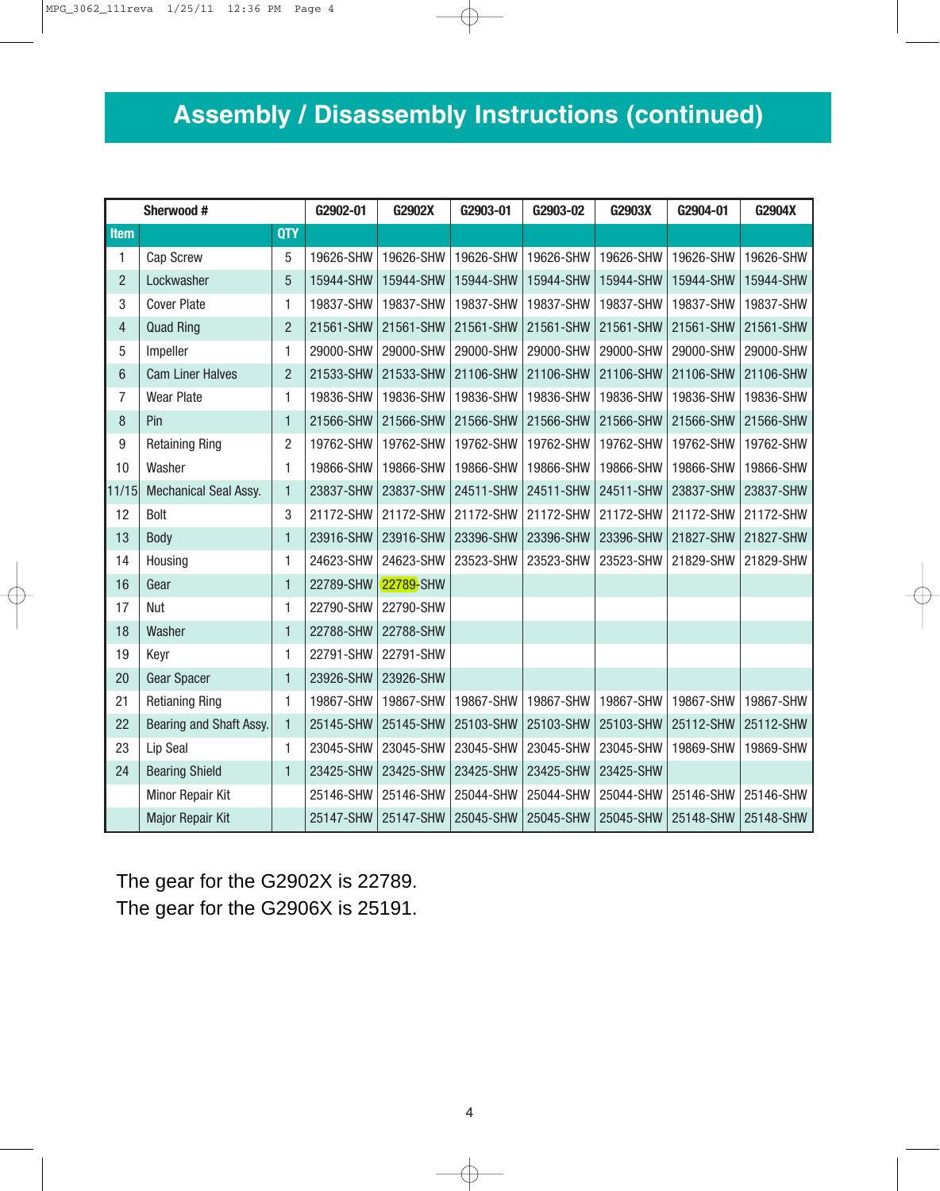## Assembly / Disassembly Instructions (continued)

| Sherwood # | | | G2902-01 | G2902X | G2903-01 | G2903-02 | G2903X | G2904-01 | G2904X |
|---|---|---|---|---|---|---|---|---|---|
| Item | | QTY | | | | | | | |
| 1 | Cap Screw | 5 | 19626-SHW | 19626-SHW | 19626-SHW | 19626-SHW | 19626-SHW | 19626-SHW | 19626-SHW |
| 2 | Lockwasher | 5 | 15944-SHW | 15944-SHW | 15944-SHW | 15944-SHW | 15944-SHW | 15944-SHW | 15944-SHW |
| 3 | Cover Plate | 1 | 19837-SHW | 19837-SHW | 19837-SHW | 19837-SHW | 19837-SHW | 19837-SHW | 19837-SHW |
| 4 | Quad Ring | 2 | 21561-SHW | 21561-SHW | 21561-SHW | 21561-SHW | 21561-SHW | 21561-SHW | 21561-SHW |
| 5 | Impeller | 1 | 29000-SHW | 29000-SHW | 29000-SHW | 29000-SHW | 29000-SHW | 29000-SHW | 29000-SHW |
| 6 | Cam Liner Halves | 2 | 21533-SHW | 21533-SHW | 21106-SHW | 21106-SHW | 21106-SHW | 21106-SHW | 21106-SHW |
| 7 | Wear Plate | 1 | 19836-SHW | 19836-SHW | 19836-SHW | 19836-SHW | 19836-SHW | 19836-SHW | 19836-SHW |
| 8 | Pin | 1 | 21566-SHW | 21566-SHW | 21566-SHW | 21566-SHW | 21566-SHW | 21566-SHW | 21566-SHW |
| 9 | Retaining Ring | 2 | 19762-SHW | 19762-SHW | 19762-SHW | 19762-SHW | 19762-SHW | 19762-SHW | 19762-SHW |
| 10 | Washer | 1 | 19866-SHW | 19866-SHW | 19866-SHW | 19866-SHW | 19866-SHW | 19866-SHW | 19866-SHW |
| 11/15 | Mechanical Seal Assy. | 1 | 23837-SHW | 23837-SHW | 24511-SHW | 24511-SHW | 24511-SHW | 23837-SHW | 23837-SHW |
| 12 | Bolt | 3 | 21172-SHW | 21172-SHW | 21172-SHW | 21172-SHW | 21172-SHW | 21172-SHW | 21172-SHW |
| 13 | Body | 1 | 23916-SHW | 23916-SHW | 23396-SHW | 23396-SHW | 23396-SHW | 21827-SHW | 21827-SHW |
| 14 | Housing | 1 | 24623-SHW | 24623-SHW | 23523-SHW | 23523-SHW | 23523-SHW | 21829-SHW | 21829-SHW |
| 16 | Gear | 1 | 22789-SHW | 22789-SHW | | | | | |
| 17 | Nut | 1 | 22790-SHW | 22790-SHW | | | | | |
| 18 | Washer | 1 | 22788-SHW | 22788-SHW | | | | | |
| 19 | Keyr | 1 | 22791-SHW | 22791-SHW | | | | | |
| 20 | Gear Spacer | 1 | 23926-SHW | 23926-SHW | | | | | |
| 21 | Retianing Ring | 1 | 19867-SHW | 19867-SHW | 19867-SHW | 19867-SHW | 19867-SHW | 19867-SHW | 19867-SHW |
| 22 | Bearing and Shaft Assy. | 1 | 25145-SHW | 25145-SHW | 25103-SHW | 25103-SHW | 25103-SHW | 25112-SHW | 25112-SHW |
| 23 | Lip Seal | 1 | 23045-SHW | 23045-SHW | 23045-SHW | 23045-SHW | 23045-SHW | 19869-SHW | 19869-SHW |
| 24 | Bearing Shield | 1 | 23425-SHW | 23425-SHW | 23425-SHW | 23425-SHW | 23425-SHW | | |
| | Minor Repair Kit | | 25146-SHW | 25146-SHW | 25044-SHW | 25044-SHW | 25044-SHW | 25146-SHW | 25146-SHW |
| | Major Repair Kit | | 25147-SHW | 25147-SHW | 25045-SHW | 25045-SHW | 25045-SHW | 25148-SHW | 25148-SHW |

The gear for the G2902X is 22789.
The gear for the G2906X is 25191.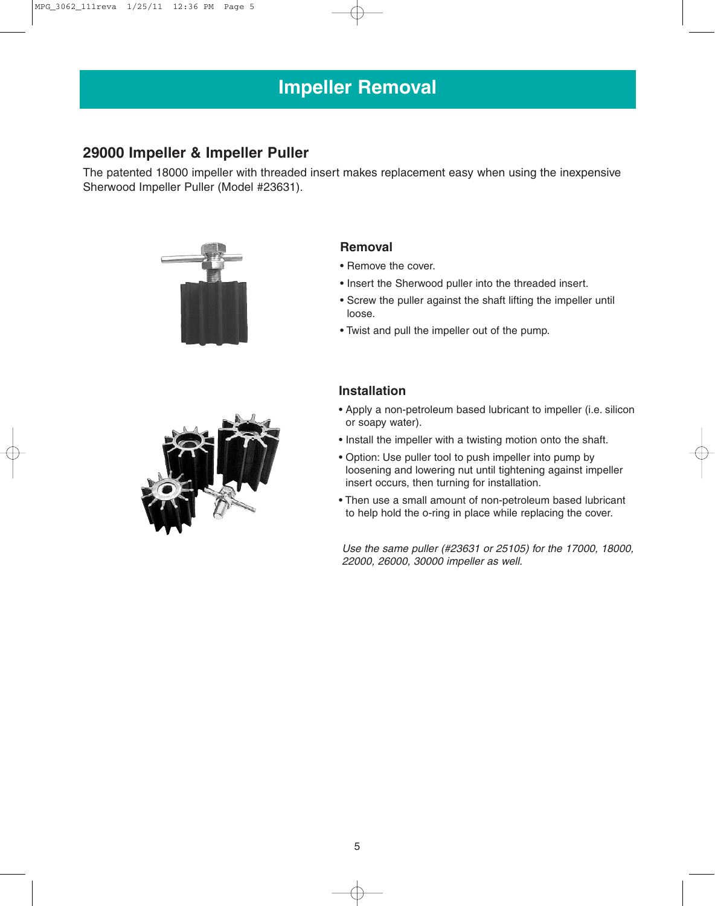# Impeller Removal

## 29000 Impeller & Impeller Puller

The patented 18000 impeller with threaded insert makes replacement easy when using the inexpensive Sherwood Impeller Puller (Model #23631).

### Removal

- Remove the cover.
- Insert the Sherwood puller into the threaded insert.
- Screw the puller against the shaft lifting the impeller until loose.
- Twist and pull the impeller out of the pump.

### Installation

- Apply a non-petroleum based lubricant to impeller (i.e. silicon or soapy water).
- Install the impeller with a twisting motion onto the shaft.
- Option: Use puller tool to push impeller into pump by loosening and lowering nut until tightening against impeller insert occurs, then turning for installation.
- Then use a small amount of non-petroleum based lubricant to help hold the o-ring in place while replacing the cover.

*Use the same puller (#23631 or 25105) for the 17000, 18000, 22000, 26000, 30000 impeller as well.*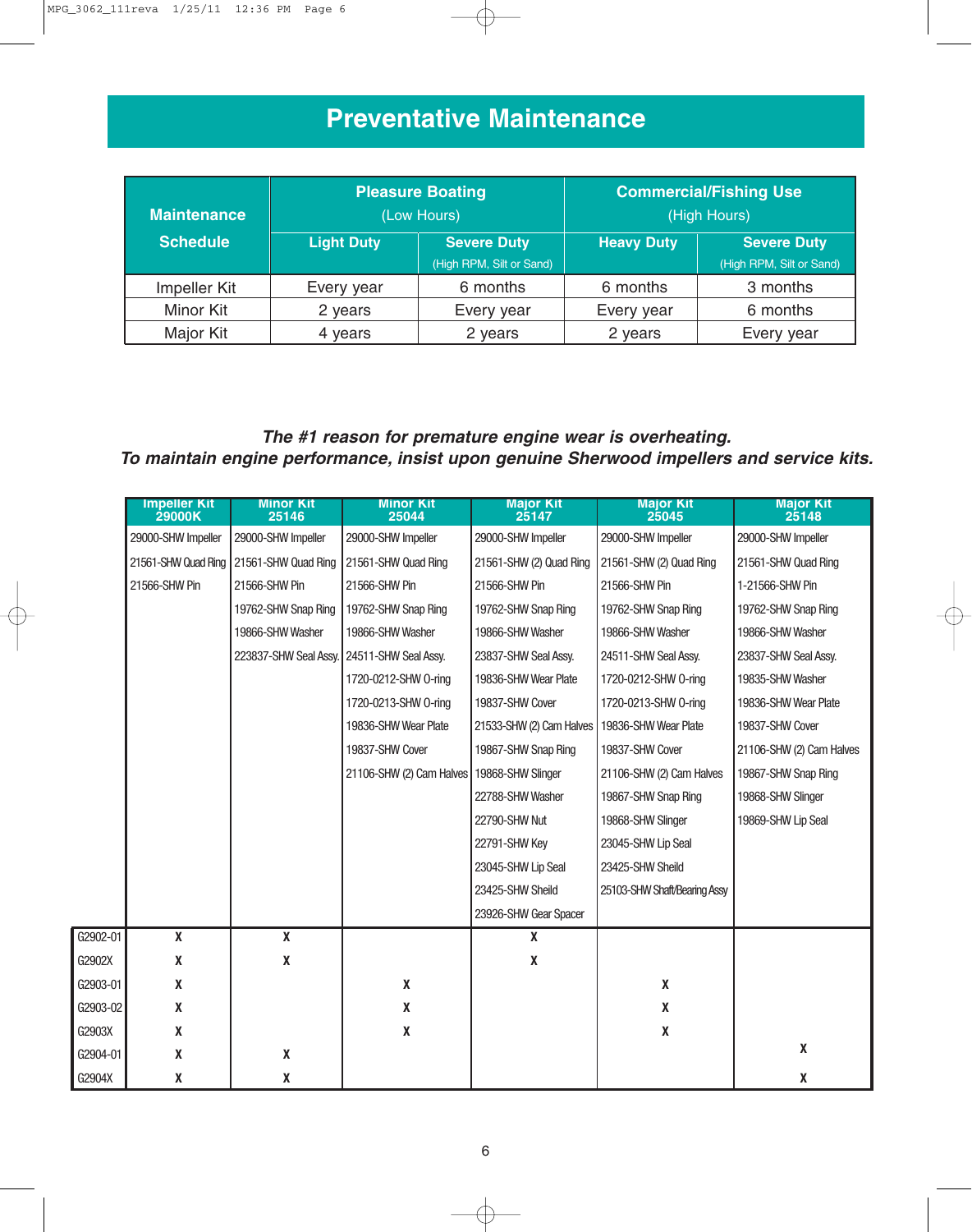# Preventative Maintenance

| Maintenance Schedule | Pleasure Boating (Low Hours) | | Commercial/Fishing Use (High Hours) | |
|---|---|---|---|---|
| | Light Duty | Severe Duty (High RPM, Silt or Sand) | Heavy Duty | Severe Duty (High RPM, Silt or Sand) |
| Impeller Kit | Every year | 6 months | 6 months | 3 months |
| Minor Kit | 2 years | Every year | Every year | 6 months |
| Major Kit | 4 years | 2 years | 2 years | Every year |

***The #1 reason for premature engine wear is overheating.***
***To maintain engine performance, insist upon genuine Sherwood impellers and service kits.***

| | Impeller Kit 29000K | Minor Kit 25146 | Minor Kit 25044 | Major Kit 25147 | Major Kit 25045 | Major Kit 25148 |
|---|---|---|---|---|---|---|
| | 29000-SHW Impeller | 29000-SHW Impeller | 29000-SHW Impeller | 29000-SHW Impeller | 29000-SHW Impeller | 29000-SHW Impeller |
| | 21561-SHW Quad Ring | 21561-SHW Quad Ring | 21561-SHW Quad Ring | 21561-SHW (2) Quad Ring | 21561-SHW (2) Quad Ring | 21561-SHW Quad Ring |
| | 21566-SHW Pin | 21566-SHW Pin | 21566-SHW Pin | 21566-SHW Pin | 21566-SHW Pin | 1-21566-SHW Pin |
| | | 19762-SHW Snap Ring | 19762-SHW Snap Ring | 19762-SHW Snap Ring | 19762-SHW Snap Ring | 19762-SHW Snap Ring |
| | | 19866-SHW Washer | 19866-SHW Washer | 19866-SHW Washer | 19866-SHW Washer | 19866-SHW Washer |
| | | 223837-SHW Seal Assy. | 24511-SHW Seal Assy. | 23837-SHW Seal Assy. | 24511-SHW Seal Assy. | 23837-SHW Seal Assy. |
| | | | 1720-0212-SHW O-ring | 19836-SHW Wear Plate | 1720-0212-SHW O-ring | 19835-SHW Washer |
| | | | 1720-0213-SHW O-ring | 19837-SHW Cover | 1720-0213-SHW O-ring | 19836-SHW Wear Plate |
| | | | 19836-SHW Wear Plate | 21533-SHW (2) Cam Halves | 19836-SHW Wear Plate | 19837-SHW Cover |
| | | | 19837-SHW Cover | 19867-SHW Snap Ring | 19837-SHW Cover | 21106-SHW (2) Cam Halves |
| | | | 21106-SHW (2) Cam Halves | 19868-SHW Slinger | 21106-SHW (2) Cam Halves | 19867-SHW Snap Ring |
| | | | | 22788-SHW Washer | 19867-SHW Snap Ring | 19868-SHW Slinger |
| | | | | 22790-SHW Nut | 19868-SHW Slinger | 19869-SHW Lip Seal |
| | | | | 22791-SHW Key | 23045-SHW Lip Seal | |
| | | | | 23045-SHW Lip Seal | 23425-SHW Sheild | |
| | | | | 23425-SHW Sheild | 25103-SHW Shaft/Bearing Assy | |
| | | | | 23926-SHW Gear Spacer | | |
| G2902-01 | X | X | | X | | |
| G2902X | X | X | | X | | |
| G2903-01 | X | | X | | X | |
| G2903-02 | X | | X | | X | |
| G2903X | X | | X | | X | |
| G2904-01 | X | X | | | | X |
| G2904X | X | X | | | | X |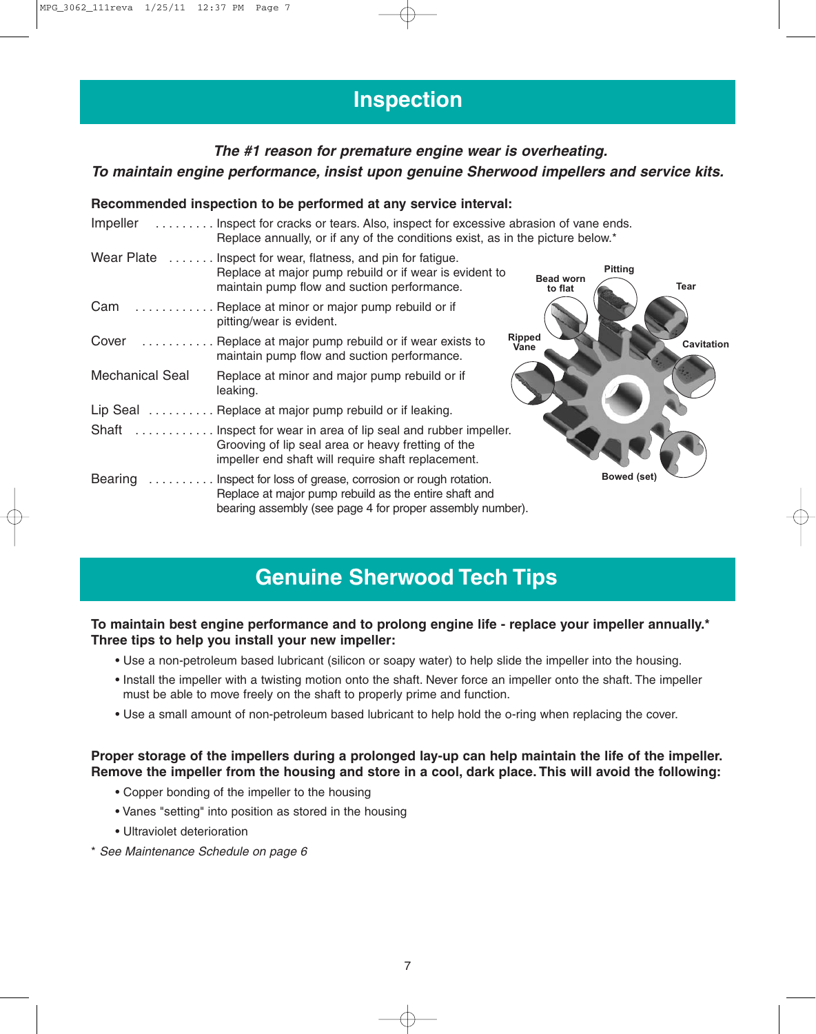# Inspection

***The #1 reason for premature engine wear is overheating.***
***To maintain engine performance, insist upon genuine Sherwood impellers and service kits.***

**Recommended inspection to be performed at any service interval:**

Impeller . . . . . . . . . Inspect for cracks or tears. Also, inspect for excessive abrasion of vane ends. Replace annually, or if any of the conditions exist, as in the picture below.*

Wear Plate . . . . . . . Inspect for wear, flatness, and pin for fatigue. Replace at major pump rebuild or if wear is evident to maintain pump flow and suction performance.

Cam . . . . . . . . . . . . Replace at minor or major pump rebuild or if pitting/wear is evident.

Cover . . . . . . . . . . . Replace at major pump rebuild or if wear exists to maintain pump flow and suction performance.

Mechanical Seal Replace at minor and major pump rebuild or if leaking.

Lip Seal . . . . . . . . . . Replace at major pump rebuild or if leaking.

Shaft . . . . . . . . . . . . Inspect for wear in area of lip seal and rubber impeller. Grooving of lip seal area or heavy fretting of the impeller end shaft will require shaft replacement.

Bearing . . . . . . . . . . Inspect for loss of grease, corrosion or rough rotation. Replace at major pump rebuild as the entire shaft and bearing assembly (see page 4 for proper assembly number).

Bead worn to flat
Pitting
Tear
Ripped Vane
Cavitation
Bowed (set)

# Genuine Sherwood Tech Tips

**To maintain best engine performance and to prolong engine life - replace your impeller annually.***
**Three tips to help you install your new impeller:**

- Use a non-petroleum based lubricant (silicon or soapy water) to help slide the impeller into the housing.
- Install the impeller with a twisting motion onto the shaft. Never force an impeller onto the shaft. The impeller must be able to move freely on the shaft to properly prime and function.
- Use a small amount of non-petroleum based lubricant to help hold the o-ring when replacing the cover.

**Proper storage of the impellers during a prolonged lay-up can help maintain the life of the impeller. Remove the impeller from the housing and store in a cool, dark place. This will avoid the following:**

- Copper bonding of the impeller to the housing
- Vanes "setting" into position as stored in the housing
- Ultraviolet deterioration

\* *See Maintenance Schedule on page 6*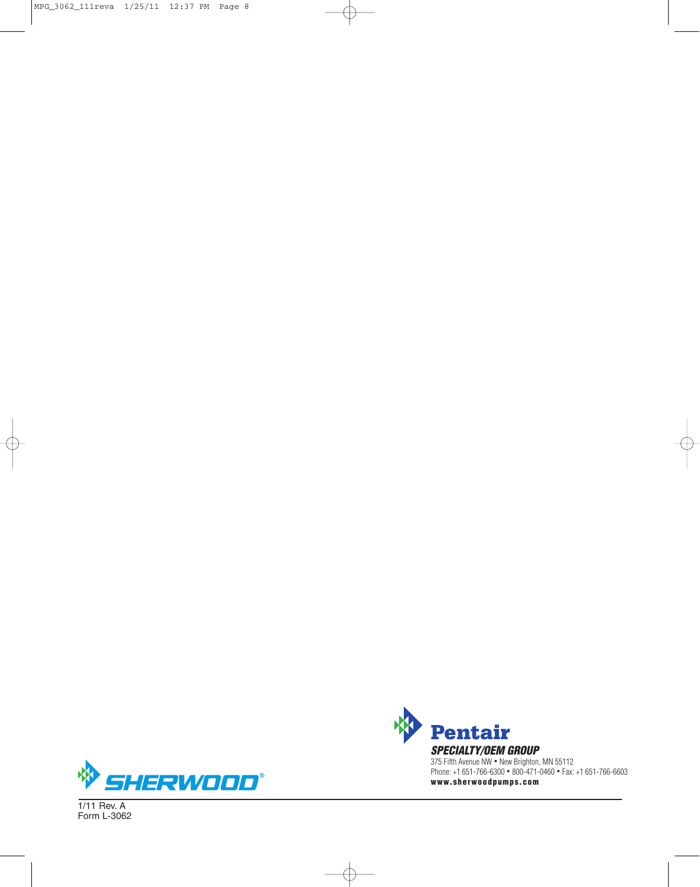Pentair

***SPECIALTY/OEM GROUP***

375 Fifth Avenue NW • New Brighton, MN 55112
Phone: +1 651-766-6300 • 800-471-0460 • Fax: +1 651-766-6603
**www.sherwoodpumps.com**

SHERWOOD®

1/11 Rev. A
Form L-3062